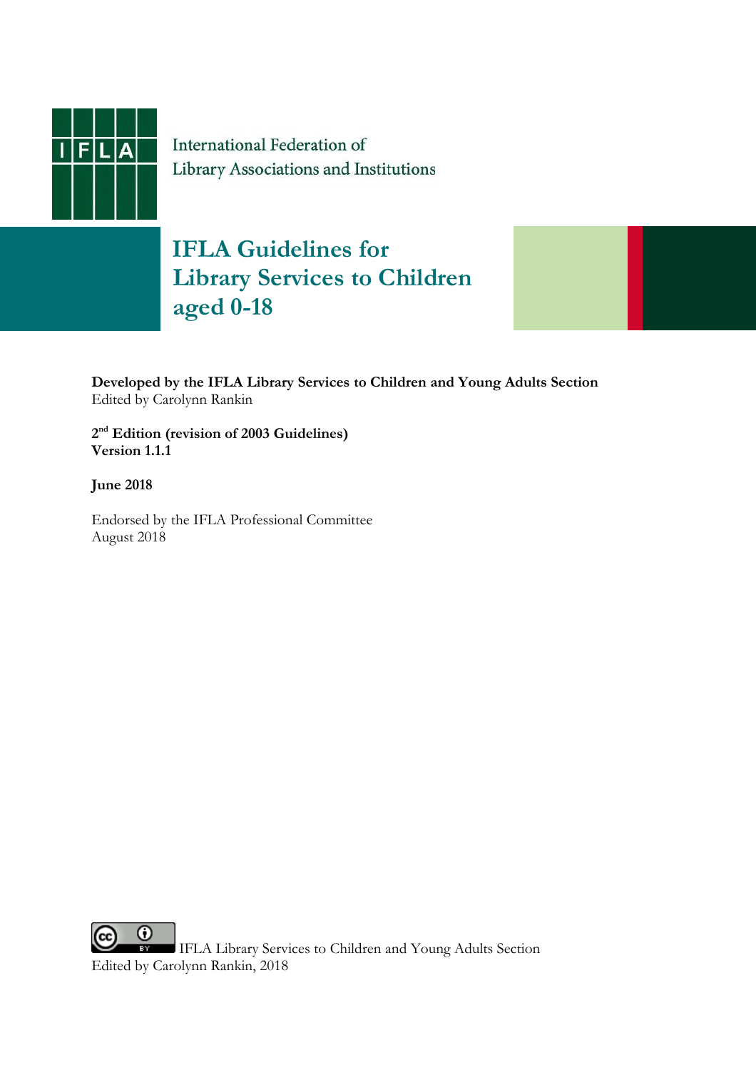International Federation of
Library Associations and Institutions

# IFLA Guidelines for Library Services to Children aged 0-18

**Developed by the IFLA Library Services to Children and Young Adults Section**
Edited by Carolynn Rankin

**2nd Edition (revision of 2003 Guidelines)**
**Version 1.1.1**

**June 2018**

Endorsed by the IFLA Professional Committee
August 2018

IFLA Library Services to Children and Young Adults Section
Edited by Carolynn Rankin, 2018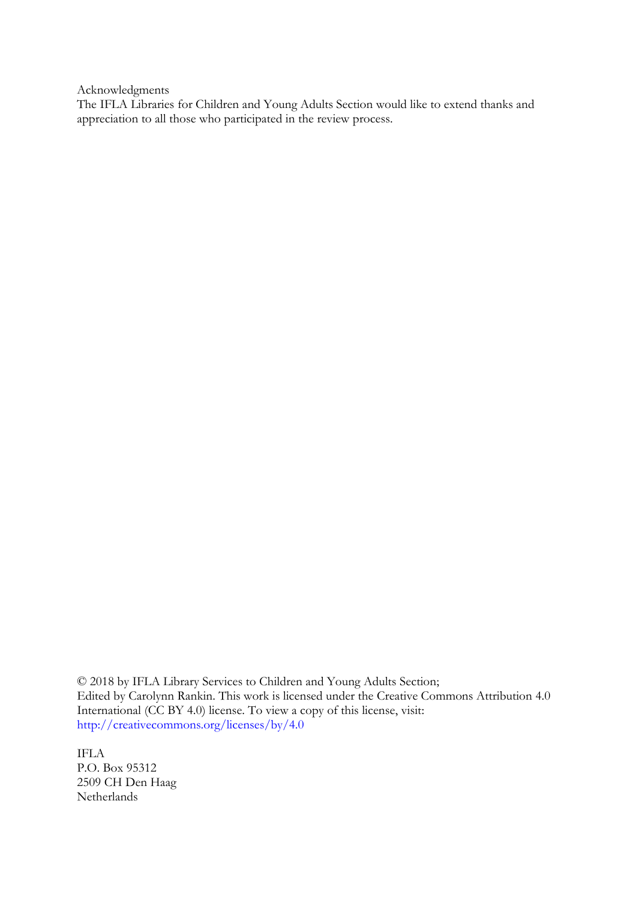Acknowledgments

The IFLA Libraries for Children and Young Adults Section would like to extend thanks and appreciation to all those who participated in the review process.

© 2018 by IFLA Library Services to Children and Young Adults Section;
Edited by Carolynn Rankin. This work is licensed under the Creative Commons Attribution 4.0 International (CC BY 4.0) license. To view a copy of this license, visit: http://creativecommons.org/licenses/by/4.0

IFLA
P.O. Box 95312
2509 CH Den Haag
Netherlands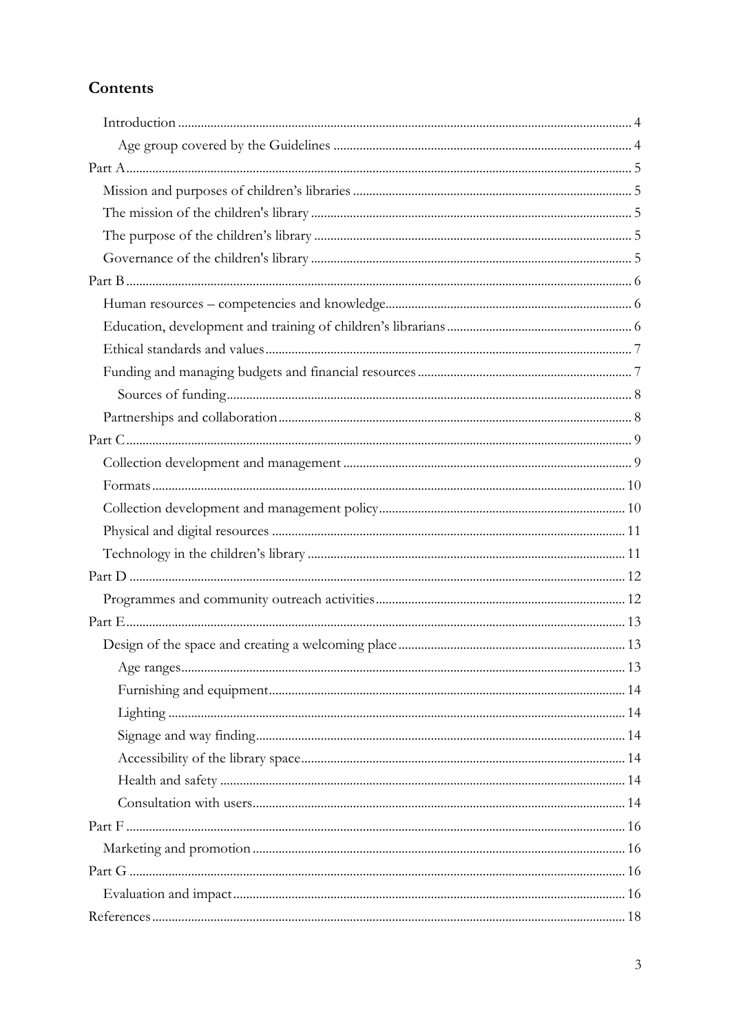## Contents

- Introduction ... 4
  - Age group covered by the Guidelines ... 4
- Part A ... 5
  - Mission and purposes of children's libraries ... 5
  - The mission of the children's library ... 5
  - The purpose of the children's library ... 5
  - Governance of the children's library ... 5
- Part B ... 6
  - Human resources – competencies and knowledge ... 6
  - Education, development and training of children's librarians ... 6
  - Ethical standards and values ... 7
  - Funding and managing budgets and financial resources ... 7
    - Sources of funding ... 8
  - Partnerships and collaboration ... 8
- Part C ... 9
  - Collection development and management ... 9
  - Formats ... 10
  - Collection development and management policy ... 10
  - Physical and digital resources ... 11
  - Technology in the children's library ... 11
- Part D ... 12
  - Programmes and community outreach activities ... 12
- Part E ... 13
  - Design of the space and creating a welcoming place ... 13
    - Age ranges ... 13
    - Furnishing and equipment ... 14
    - Lighting ... 14
    - Signage and way finding ... 14
    - Accessibility of the library space ... 14
    - Health and safety ... 14
    - Consultation with users ... 14
- Part F ... 16
  - Marketing and promotion ... 16
- Part G ... 16
  - Evaluation and impact ... 16
- References ... 18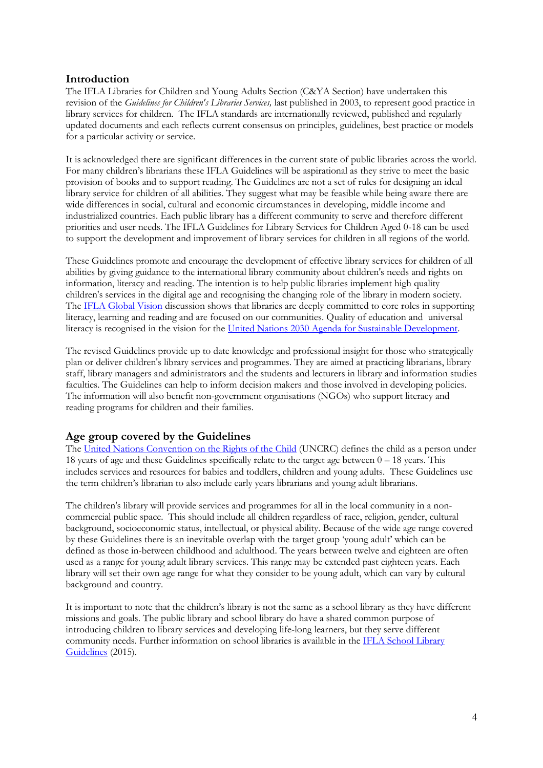## Introduction

The IFLA Libraries for Children and Young Adults Section (C&YA Section) have undertaken this revision of the *Guidelines for Children's Libraries Services,* last published in 2003, to represent good practice in library services for children. The IFLA standards are internationally reviewed, published and regularly updated documents and each reflects current consensus on principles, guidelines, best practice or models for a particular activity or service.

It is acknowledged there are significant differences in the current state of public libraries across the world. For many children's librarians these IFLA Guidelines will be aspirational as they strive to meet the basic provision of books and to support reading. The Guidelines are not a set of rules for designing an ideal library service for children of all abilities. They suggest what may be feasible while being aware there are wide differences in social, cultural and economic circumstances in developing, middle income and industrialized countries. Each public library has a different community to serve and therefore different priorities and user needs. The IFLA Guidelines for Library Services for Children Aged 0-18 can be used to support the development and improvement of library services for children in all regions of the world.

These Guidelines promote and encourage the development of effective library services for children of all abilities by giving guidance to the international library community about children's needs and rights on information, literacy and reading. The intention is to help public libraries implement high quality children's services in the digital age and recognising the changing role of the library in modern society. The IFLA Global Vision discussion shows that libraries are deeply committed to core roles in supporting literacy, learning and reading and are focused on our communities. Quality of education and universal literacy is recognised in the vision for the United Nations 2030 Agenda for Sustainable Development.

The revised Guidelines provide up to date knowledge and professional insight for those who strategically plan or deliver children's library services and programmes. They are aimed at practicing librarians, library staff, library managers and administrators and the students and lecturers in library and information studies faculties. The Guidelines can help to inform decision makers and those involved in developing policies. The information will also benefit non-government organisations (NGOs) who support literacy and reading programs for children and their families.

## Age group covered by the Guidelines

The United Nations Convention on the Rights of the Child (UNCRC) defines the child as a person under 18 years of age and these Guidelines specifically relate to the target age between 0 – 18 years. This includes services and resources for babies and toddlers, children and young adults. These Guidelines use the term children's librarian to also include early years librarians and young adult librarians.

The children's library will provide services and programmes for all in the local community in a non-commercial public space. This should include all children regardless of race, religion, gender, cultural background, socioeconomic status, intellectual, or physical ability. Because of the wide age range covered by these Guidelines there is an inevitable overlap with the target group 'young adult' which can be defined as those in-between childhood and adulthood. The years between twelve and eighteen are often used as a range for young adult library services. This range may be extended past eighteen years. Each library will set their own age range for what they consider to be young adult, which can vary by cultural background and country.

It is important to note that the children's library is not the same as a school library as they have different missions and goals. The public library and school library do have a shared common purpose of introducing children to library services and developing life-long learners, but they serve different community needs. Further information on school libraries is available in the IFLA School Library Guidelines (2015).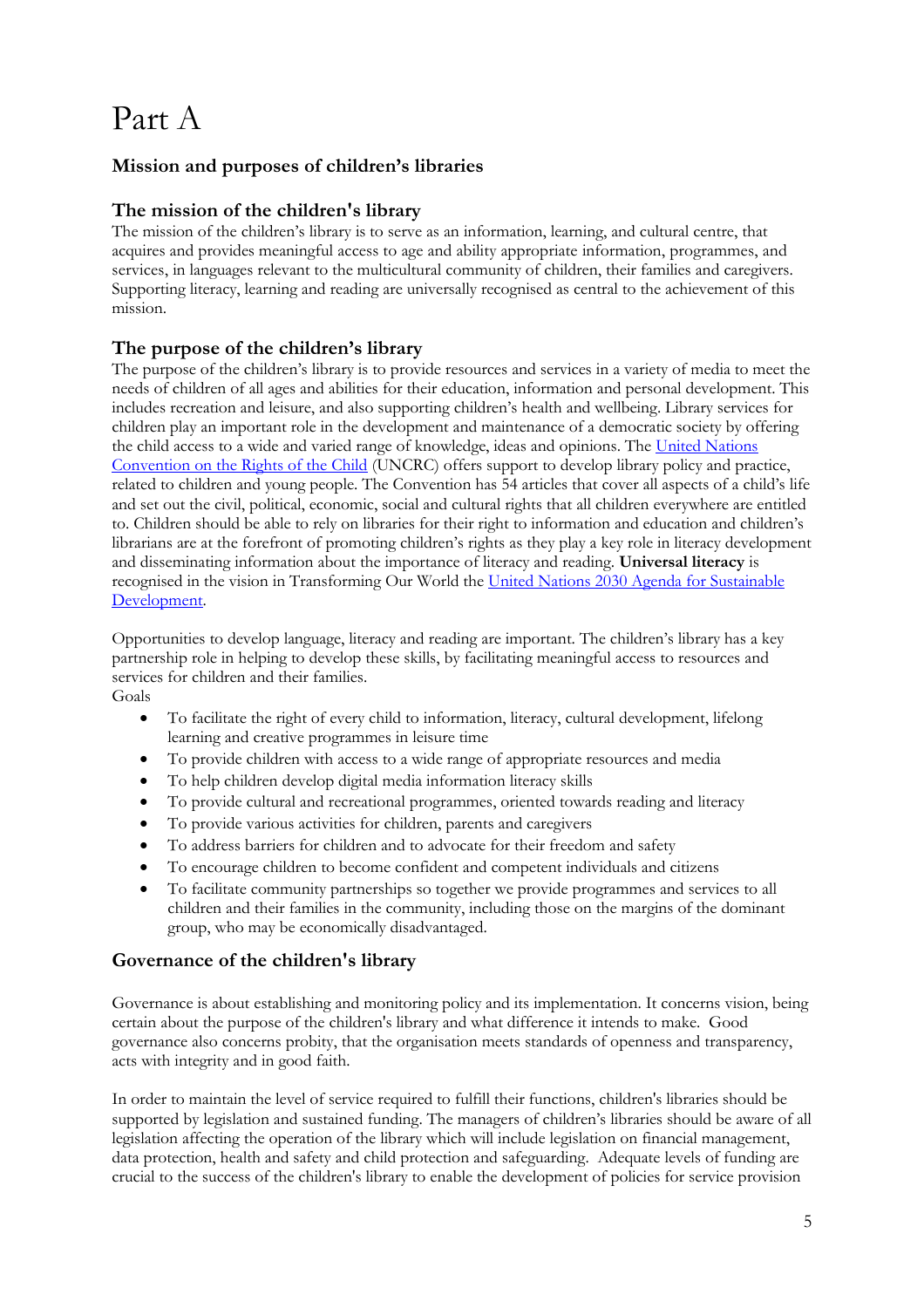# Part A

### Mission and purposes of children's libraries

## The mission of the children's library

The mission of the children's library is to serve as an information, learning, and cultural centre, that acquires and provides meaningful access to age and ability appropriate information, programmes, and services, in languages relevant to the multicultural community of children, their families and caregivers. Supporting literacy, learning and reading are universally recognised as central to the achievement of this mission.

## The purpose of the children's library

The purpose of the children's library is to provide resources and services in a variety of media to meet the needs of children of all ages and abilities for their education, information and personal development. This includes recreation and leisure, and also supporting children's health and wellbeing. Library services for children play an important role in the development and maintenance of a democratic society by offering the child access to a wide and varied range of knowledge, ideas and opinions. The United Nations Convention on the Rights of the Child (UNCRC) offers support to develop library policy and practice, related to children and young people. The Convention has 54 articles that cover all aspects of a child's life and set out the civil, political, economic, social and cultural rights that all children everywhere are entitled to. Children should be able to rely on libraries for their right to information and education and children's librarians are at the forefront of promoting children's rights as they play a key role in literacy development and disseminating information about the importance of literacy and reading. **Universal literacy** is recognised in the vision in Transforming Our World the United Nations 2030 Agenda for Sustainable Development.

Opportunities to develop language, literacy and reading are important. The children's library has a key partnership role in helping to develop these skills, by facilitating meaningful access to resources and services for children and their families.

Goals

- To facilitate the right of every child to information, literacy, cultural development, lifelong learning and creative programmes in leisure time
- To provide children with access to a wide range of appropriate resources and media
- To help children develop digital media information literacy skills
- To provide cultural and recreational programmes, oriented towards reading and literacy
- To provide various activities for children, parents and caregivers
- To address barriers for children and to advocate for their freedom and safety
- To encourage children to become confident and competent individuals and citizens
- To facilitate community partnerships so together we provide programmes and services to all children and their families in the community, including those on the margins of the dominant group, who may be economically disadvantaged.

## Governance of the children's library

Governance is about establishing and monitoring policy and its implementation. It concerns vision, being certain about the purpose of the children's library and what difference it intends to make. Good governance also concerns probity, that the organisation meets standards of openness and transparency, acts with integrity and in good faith.

In order to maintain the level of service required to fulfill their functions, children's libraries should be supported by legislation and sustained funding. The managers of children's libraries should be aware of all legislation affecting the operation of the library which will include legislation on financial management, data protection, health and safety and child protection and safeguarding. Adequate levels of funding are crucial to the success of the children's library to enable the development of policies for service provision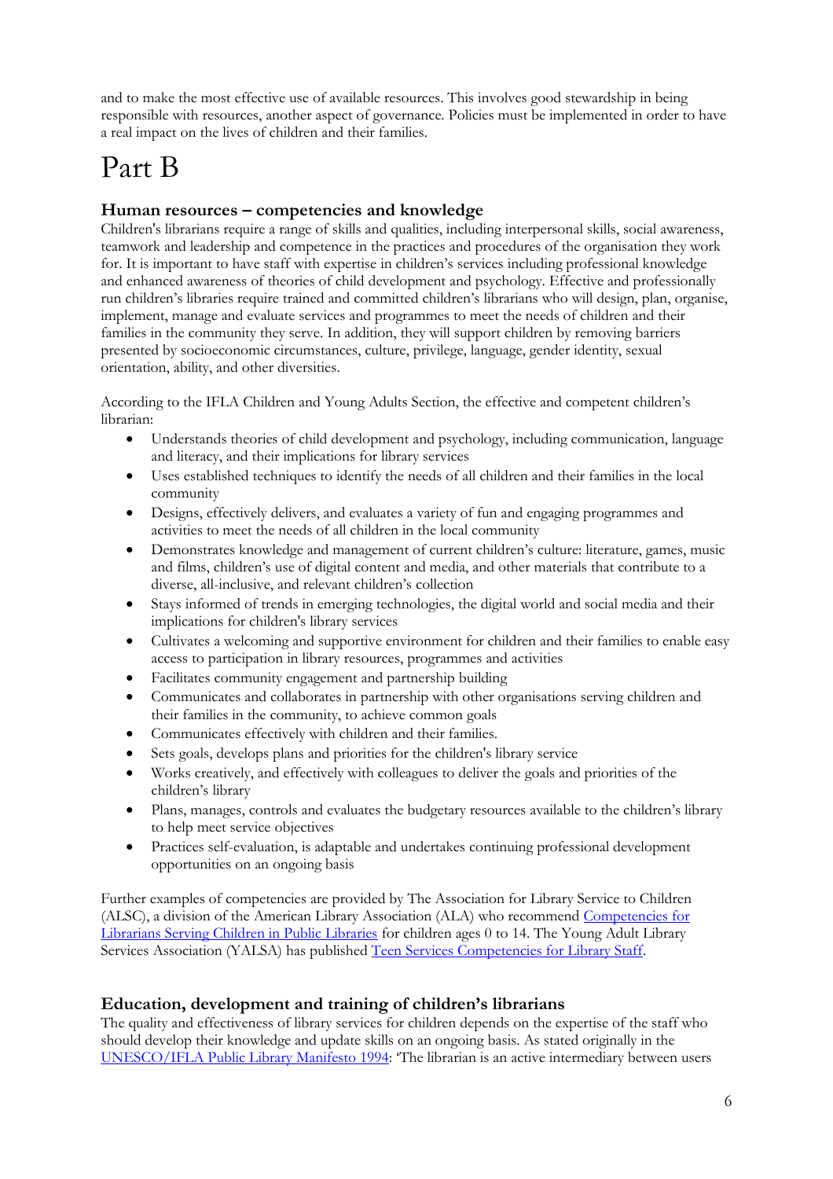and to make the most effective use of available resources. This involves good stewardship in being responsible with resources, another aspect of governance. Policies must be implemented in order to have a real impact on the lives of children and their families.

# Part B

## Human resources – competencies and knowledge

Children's librarians require a range of skills and qualities, including interpersonal skills, social awareness, teamwork and leadership and competence in the practices and procedures of the organisation they work for. It is important to have staff with expertise in children's services including professional knowledge and enhanced awareness of theories of child development and psychology. Effective and professionally run children's libraries require trained and committed children's librarians who will design, plan, organise, implement, manage and evaluate services and programmes to meet the needs of children and their families in the community they serve. In addition, they will support children by removing barriers presented by socioeconomic circumstances, culture, privilege, language, gender identity, sexual orientation, ability, and other diversities.

According to the IFLA Children and Young Adults Section, the effective and competent children's librarian:

- Understands theories of child development and psychology, including communication, language and literacy, and their implications for library services
- Uses established techniques to identify the needs of all children and their families in the local community
- Designs, effectively delivers, and evaluates a variety of fun and engaging programmes and activities to meet the needs of all children in the local community
- Demonstrates knowledge and management of current children's culture: literature, games, music and films, children's use of digital content and media, and other materials that contribute to a diverse, all-inclusive, and relevant children's collection
- Stays informed of trends in emerging technologies, the digital world and social media and their implications for children's library services
- Cultivates a welcoming and supportive environment for children and their families to enable easy access to participation in library resources, programmes and activities
- Facilitates community engagement and partnership building
- Communicates and collaborates in partnership with other organisations serving children and their families in the community, to achieve common goals
- Communicates effectively with children and their families.
- Sets goals, develops plans and priorities for the children's library service
- Works creatively, and effectively with colleagues to deliver the goals and priorities of the children's library
- Plans, manages, controls and evaluates the budgetary resources available to the children's library to help meet service objectives
- Practices self-evaluation, is adaptable and undertakes continuing professional development opportunities on an ongoing basis

Further examples of competencies are provided by The Association for Library Service to Children (ALSC), a division of the American Library Association (ALA) who recommend Competencies for Librarians Serving Children in Public Libraries for children ages 0 to 14. The Young Adult Library Services Association (YALSA) has published Teen Services Competencies for Library Staff.

## Education, development and training of children's librarians

The quality and effectiveness of library services for children depends on the expertise of the staff who should develop their knowledge and update skills on an ongoing basis. As stated originally in the UNESCO/IFLA Public Library Manifesto 1994: 'The librarian is an active intermediary between users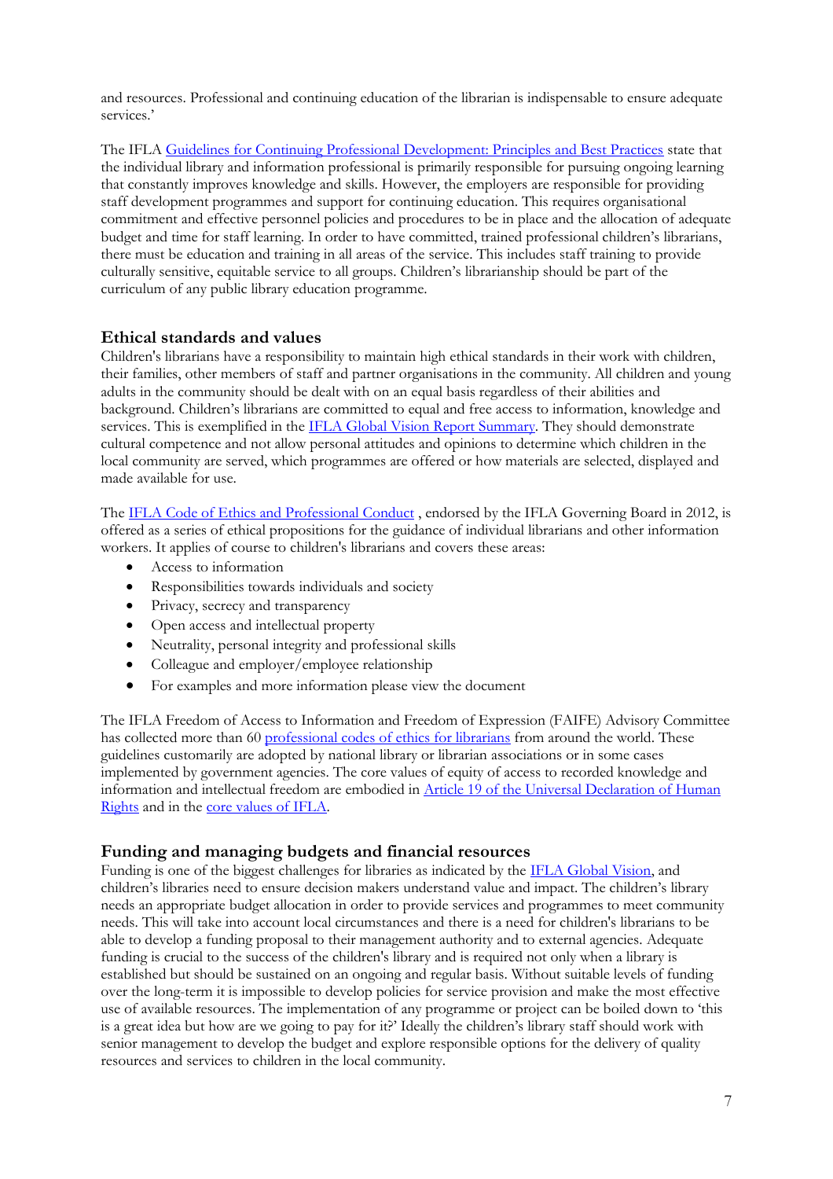and resources. Professional and continuing education of the librarian is indispensable to ensure adequate services.'

The IFLA Guidelines for Continuing Professional Development: Principles and Best Practices state that the individual library and information professional is primarily responsible for pursuing ongoing learning that constantly improves knowledge and skills. However, the employers are responsible for providing staff development programmes and support for continuing education. This requires organisational commitment and effective personnel policies and procedures to be in place and the allocation of adequate budget and time for staff learning. In order to have committed, trained professional children's librarians, there must be education and training in all areas of the service. This includes staff training to provide culturally sensitive, equitable service to all groups. Children's librarianship should be part of the curriculum of any public library education programme.

## Ethical standards and values

Children's librarians have a responsibility to maintain high ethical standards in their work with children, their families, other members of staff and partner organisations in the community. All children and young adults in the community should be dealt with on an equal basis regardless of their abilities and background. Children's librarians are committed to equal and free access to information, knowledge and services. This is exemplified in the IFLA Global Vision Report Summary. They should demonstrate cultural competence and not allow personal attitudes and opinions to determine which children in the local community are served, which programmes are offered or how materials are selected, displayed and made available for use.

The IFLA Code of Ethics and Professional Conduct , endorsed by the IFLA Governing Board in 2012, is offered as a series of ethical propositions for the guidance of individual librarians and other information workers. It applies of course to children's librarians and covers these areas:

- Access to information
- Responsibilities towards individuals and society
- Privacy, secrecy and transparency
- Open access and intellectual property
- Neutrality, personal integrity and professional skills
- Colleague and employer/employee relationship
- For examples and more information please view the document

The IFLA Freedom of Access to Information and Freedom of Expression (FAIFE) Advisory Committee has collected more than 60 professional codes of ethics for librarians from around the world. These guidelines customarily are adopted by national library or librarian associations or in some cases implemented by government agencies. The core values of equity of access to recorded knowledge and information and intellectual freedom are embodied in Article 19 of the Universal Declaration of Human Rights and in the core values of IFLA.

## Funding and managing budgets and financial resources

Funding is one of the biggest challenges for libraries as indicated by the IFLA Global Vision, and children's libraries need to ensure decision makers understand value and impact. The children's library needs an appropriate budget allocation in order to provide services and programmes to meet community needs. This will take into account local circumstances and there is a need for children's librarians to be able to develop a funding proposal to their management authority and to external agencies. Adequate funding is crucial to the success of the children's library and is required not only when a library is established but should be sustained on an ongoing and regular basis. Without suitable levels of funding over the long-term it is impossible to develop policies for service provision and make the most effective use of available resources. The implementation of any programme or project can be boiled down to 'this is a great idea but how are we going to pay for it?' Ideally the children's library staff should work with senior management to develop the budget and explore responsible options for the delivery of quality resources and services to children in the local community.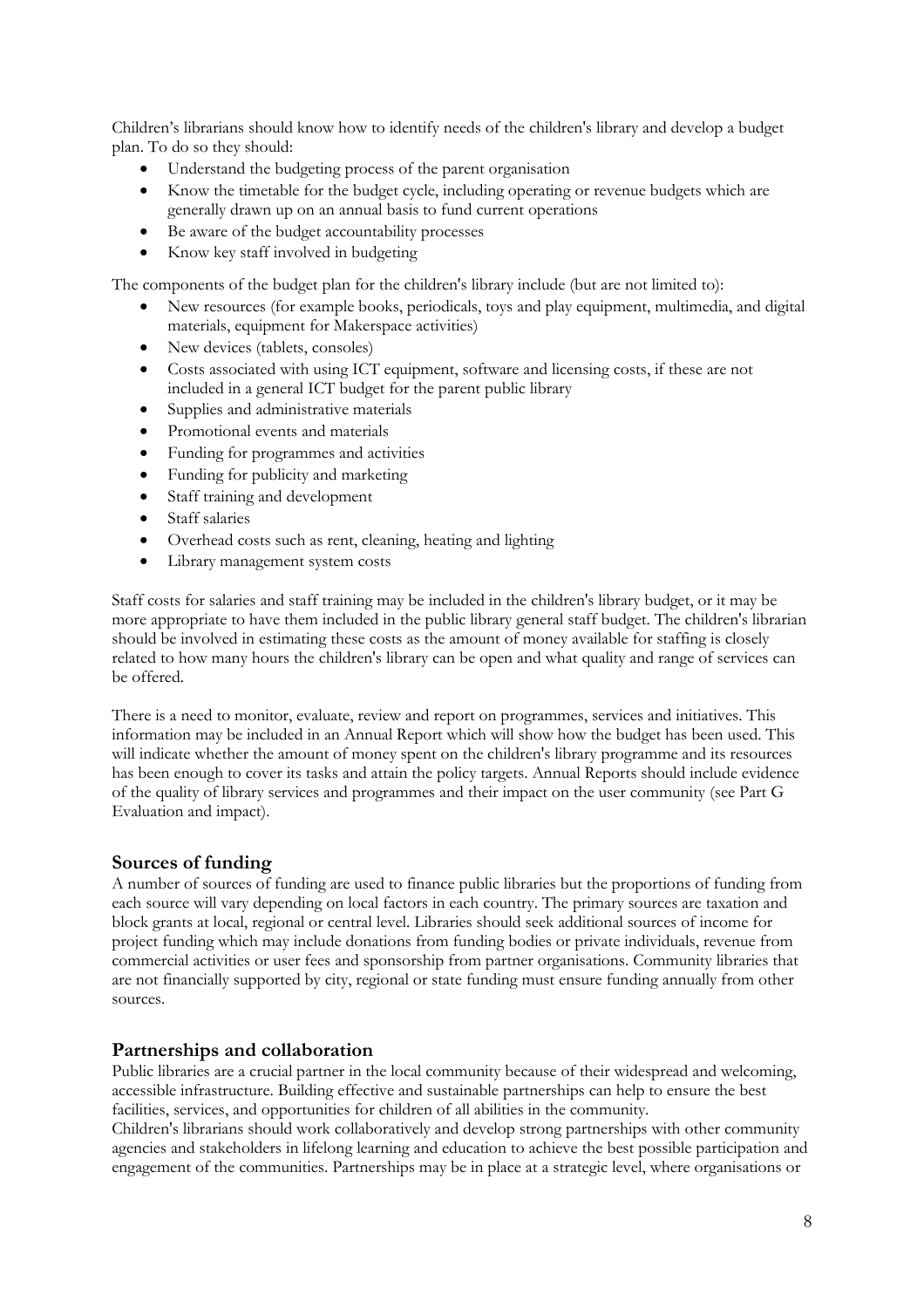Children's librarians should know how to identify needs of the children's library and develop a budget plan. To do so they should:

- Understand the budgeting process of the parent organisation
- Know the timetable for the budget cycle, including operating or revenue budgets which are generally drawn up on an annual basis to fund current operations
- Be aware of the budget accountability processes
- Know key staff involved in budgeting

The components of the budget plan for the children's library include (but are not limited to):

- New resources (for example books, periodicals, toys and play equipment, multimedia, and digital materials, equipment for Makerspace activities)
- New devices (tablets, consoles)
- Costs associated with using ICT equipment, software and licensing costs, if these are not included in a general ICT budget for the parent public library
- Supplies and administrative materials
- Promotional events and materials
- Funding for programmes and activities
- Funding for publicity and marketing
- Staff training and development
- Staff salaries
- Overhead costs such as rent, cleaning, heating and lighting
- Library management system costs

Staff costs for salaries and staff training may be included in the children's library budget, or it may be more appropriate to have them included in the public library general staff budget. The children's librarian should be involved in estimating these costs as the amount of money available for staffing is closely related to how many hours the children's library can be open and what quality and range of services can be offered.

There is a need to monitor, evaluate, review and report on programmes, services and initiatives. This information may be included in an Annual Report which will show how the budget has been used. This will indicate whether the amount of money spent on the children's library programme and its resources has been enough to cover its tasks and attain the policy targets. Annual Reports should include evidence of the quality of library services and programmes and their impact on the user community (see Part G Evaluation and impact).

## Sources of funding

A number of sources of funding are used to finance public libraries but the proportions of funding from each source will vary depending on local factors in each country. The primary sources are taxation and block grants at local, regional or central level. Libraries should seek additional sources of income for project funding which may include donations from funding bodies or private individuals, revenue from commercial activities or user fees and sponsorship from partner organisations. Community libraries that are not financially supported by city, regional or state funding must ensure funding annually from other sources.

## Partnerships and collaboration

Public libraries are a crucial partner in the local community because of their widespread and welcoming, accessible infrastructure. Building effective and sustainable partnerships can help to ensure the best facilities, services, and opportunities for children of all abilities in the community.

Children's librarians should work collaboratively and develop strong partnerships with other community agencies and stakeholders in lifelong learning and education to achieve the best possible participation and engagement of the communities. Partnerships may be in place at a strategic level, where organisations or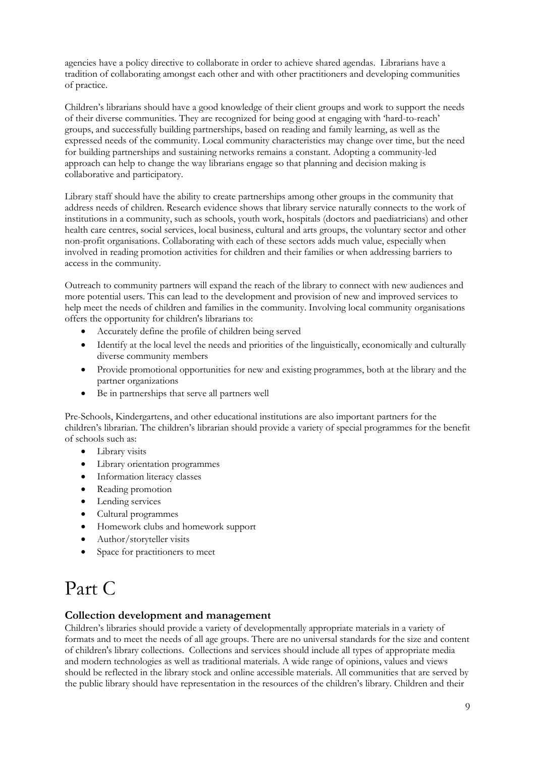agencies have a policy directive to collaborate in order to achieve shared agendas. Librarians have a tradition of collaborating amongst each other and with other practitioners and developing communities of practice.

Children's librarians should have a good knowledge of their client groups and work to support the needs of their diverse communities. They are recognized for being good at engaging with 'hard-to-reach' groups, and successfully building partnerships, based on reading and family learning, as well as the expressed needs of the community. Local community characteristics may change over time, but the need for building partnerships and sustaining networks remains a constant. Adopting a community-led approach can help to change the way librarians engage so that planning and decision making is collaborative and participatory.

Library staff should have the ability to create partnerships among other groups in the community that address needs of children. Research evidence shows that library service naturally connects to the work of institutions in a community, such as schools, youth work, hospitals (doctors and paediatricians) and other health care centres, social services, local business, cultural and arts groups, the voluntary sector and other non-profit organisations. Collaborating with each of these sectors adds much value, especially when involved in reading promotion activities for children and their families or when addressing barriers to access in the community.

Outreach to community partners will expand the reach of the library to connect with new audiences and more potential users. This can lead to the development and provision of new and improved services to help meet the needs of children and families in the community. Involving local community organisations offers the opportunity for children's librarians to:

- Accurately define the profile of children being served
- Identify at the local level the needs and priorities of the linguistically, economically and culturally diverse community members
- Provide promotional opportunities for new and existing programmes, both at the library and the partner organizations
- Be in partnerships that serve all partners well

Pre-Schools, Kindergartens, and other educational institutions are also important partners for the children's librarian. The children's librarian should provide a variety of special programmes for the benefit of schools such as:

- Library visits
- Library orientation programmes
- Information literacy classes
- Reading promotion
- Lending services
- Cultural programmes
- Homework clubs and homework support
- Author/storyteller visits
- Space for practitioners to meet

# Part C

### Collection development and management

Children's libraries should provide a variety of developmentally appropriate materials in a variety of formats and to meet the needs of all age groups. There are no universal standards for the size and content of children's library collections. Collections and services should include all types of appropriate media and modern technologies as well as traditional materials. A wide range of opinions, values and views should be reflected in the library stock and online accessible materials. All communities that are served by the public library should have representation in the resources of the children's library. Children and their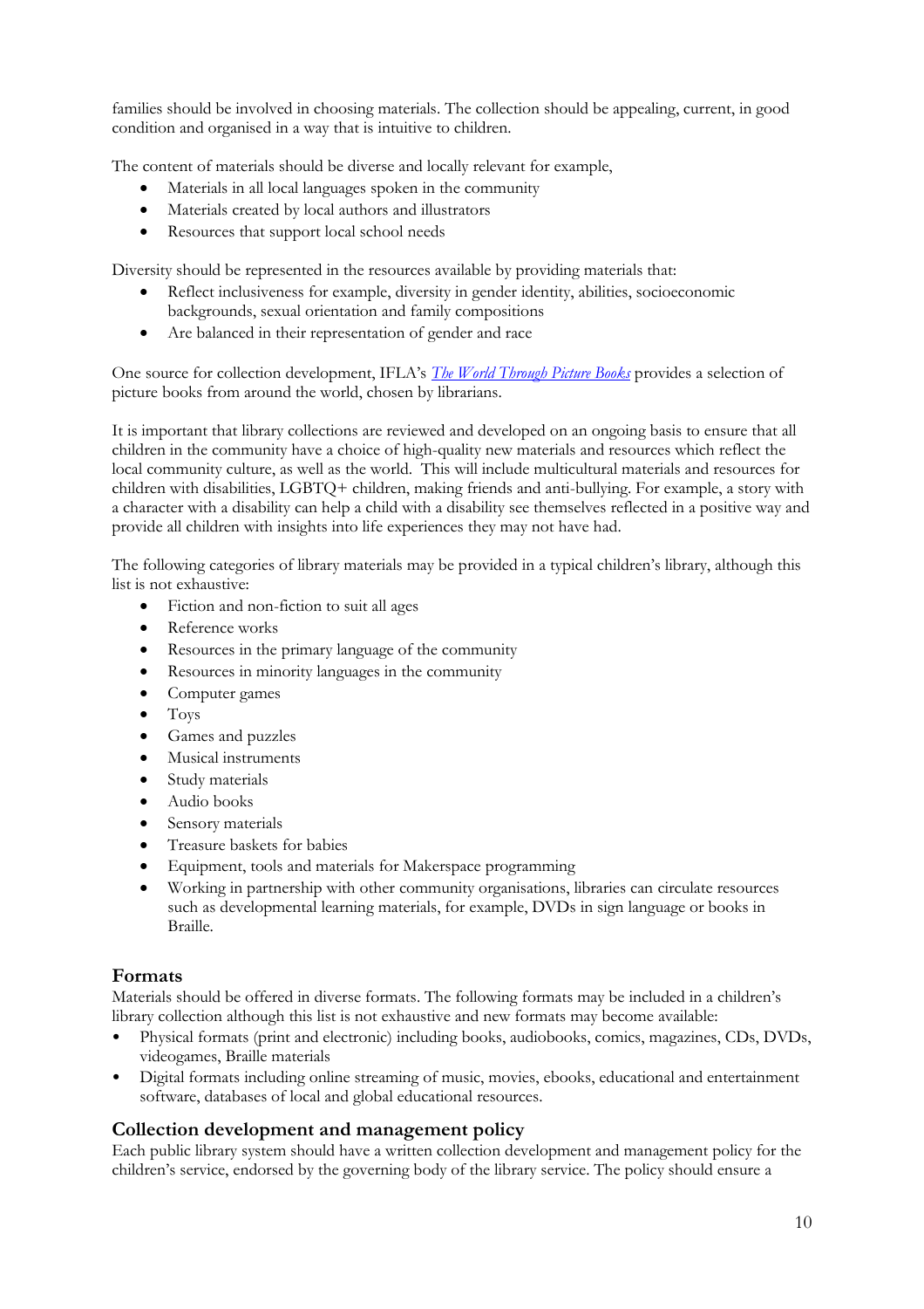families should be involved in choosing materials. The collection should be appealing, current, in good condition and organised in a way that is intuitive to children.

The content of materials should be diverse and locally relevant for example,

- Materials in all local languages spoken in the community
- Materials created by local authors and illustrators
- Resources that support local school needs

Diversity should be represented in the resources available by providing materials that:

- Reflect inclusiveness for example, diversity in gender identity, abilities, socioeconomic backgrounds, sexual orientation and family compositions
- Are balanced in their representation of gender and race

One source for collection development, IFLA's *The World Through Picture Books* provides a selection of picture books from around the world, chosen by librarians.

It is important that library collections are reviewed and developed on an ongoing basis to ensure that all children in the community have a choice of high-quality new materials and resources which reflect the local community culture, as well as the world. This will include multicultural materials and resources for children with disabilities, LGBTQ+ children, making friends and anti-bullying. For example, a story with a character with a disability can help a child with a disability see themselves reflected in a positive way and provide all children with insights into life experiences they may not have had.

The following categories of library materials may be provided in a typical children's library, although this list is not exhaustive:

- Fiction and non-fiction to suit all ages
- Reference works
- Resources in the primary language of the community
- Resources in minority languages in the community
- Computer games
- Toys
- Games and puzzles
- Musical instruments
- Study materials
- Audio books
- Sensory materials
- Treasure baskets for babies
- Equipment, tools and materials for Makerspace programming
- Working in partnership with other community organisations, libraries can circulate resources such as developmental learning materials, for example, DVDs in sign language or books in Braille.

## Formats

Materials should be offered in diverse formats. The following formats may be included in a children's library collection although this list is not exhaustive and new formats may become available:

- Physical formats (print and electronic) including books, audiobooks, comics, magazines, CDs, DVDs, videogames, Braille materials
- Digital formats including online streaming of music, movies, ebooks, educational and entertainment software, databases of local and global educational resources.

## Collection development and management policy

Each public library system should have a written collection development and management policy for the children's service, endorsed by the governing body of the library service. The policy should ensure a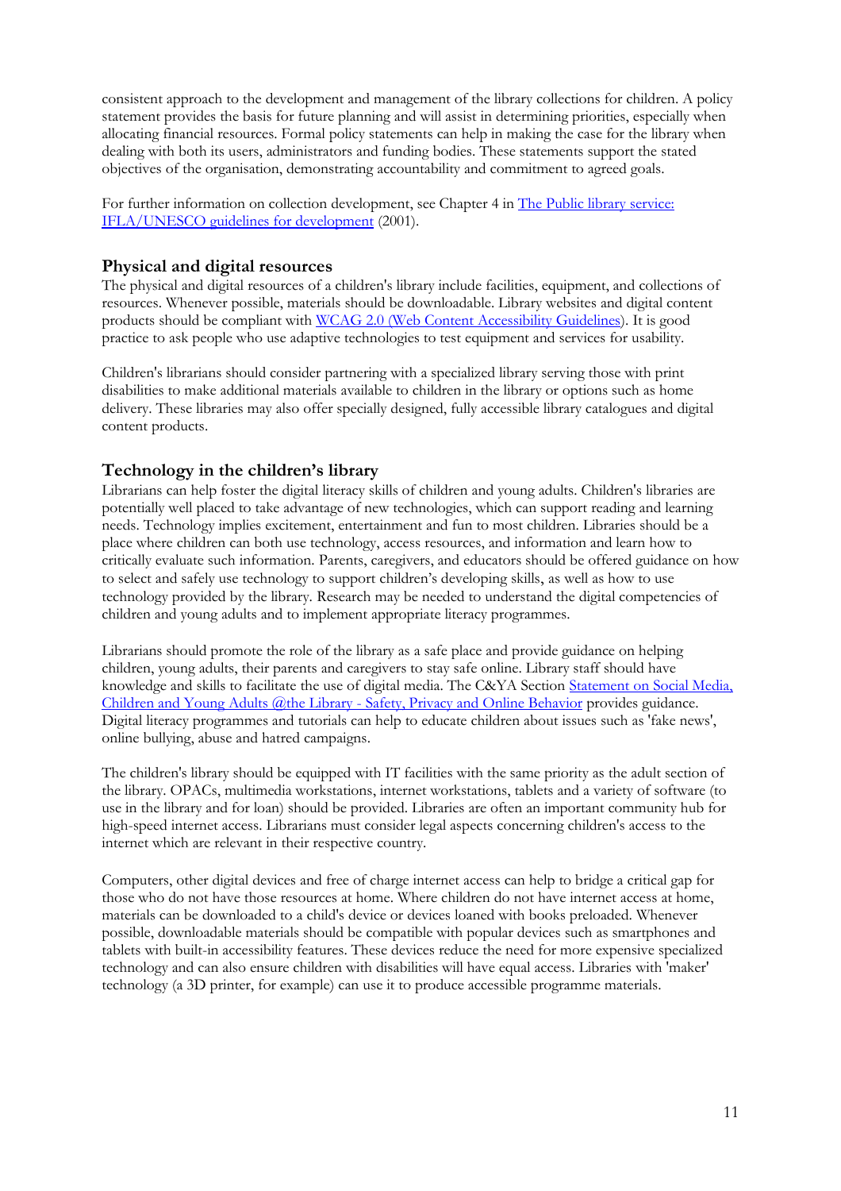consistent approach to the development and management of the library collections for children. A policy statement provides the basis for future planning and will assist in determining priorities, especially when allocating financial resources. Formal policy statements can help in making the case for the library when dealing with both its users, administrators and funding bodies. These statements support the stated objectives of the organisation, demonstrating accountability and commitment to agreed goals.

For further information on collection development, see Chapter 4 in [The Public library service: IFLA/UNESCO guidelines for development]() (2001).

### Physical and digital resources

The physical and digital resources of a children's library include facilities, equipment, and collections of resources. Whenever possible, materials should be downloadable. Library websites and digital content products should be compliant with [WCAG 2.0 (Web Content Accessibility Guidelines)](). It is good practice to ask people who use adaptive technologies to test equipment and services for usability.

Children's librarians should consider partnering with a specialized library serving those with print disabilities to make additional materials available to children in the library or options such as home delivery. These libraries may also offer specially designed, fully accessible library catalogues and digital content products.

### Technology in the children's library

Librarians can help foster the digital literacy skills of children and young adults. Children's libraries are potentially well placed to take advantage of new technologies, which can support reading and learning needs. Technology implies excitement, entertainment and fun to most children. Libraries should be a place where children can both use technology, access resources, and information and learn how to critically evaluate such information. Parents, caregivers, and educators should be offered guidance on how to select and safely use technology to support children's developing skills, as well as how to use technology provided by the library. Research may be needed to understand the digital competencies of children and young adults and to implement appropriate literacy programmes.

Librarians should promote the role of the library as a safe place and provide guidance on helping children, young adults, their parents and caregivers to stay safe online. Library staff should have knowledge and skills to facilitate the use of digital media. The C&YA Section [Statement on Social Media, Children and Young Adults @the Library - Safety, Privacy and Online Behavior]() provides guidance. Digital literacy programmes and tutorials can help to educate children about issues such as 'fake news', online bullying, abuse and hatred campaigns.

The children's library should be equipped with IT facilities with the same priority as the adult section of the library. OPACs, multimedia workstations, internet workstations, tablets and a variety of software (to use in the library and for loan) should be provided. Libraries are often an important community hub for high-speed internet access. Librarians must consider legal aspects concerning children's access to the internet which are relevant in their respective country.

Computers, other digital devices and free of charge internet access can help to bridge a critical gap for those who do not have those resources at home. Where children do not have internet access at home, materials can be downloaded to a child's device or devices loaned with books preloaded. Whenever possible, downloadable materials should be compatible with popular devices such as smartphones and tablets with built-in accessibility features. These devices reduce the need for more expensive specialized technology and can also ensure children with disabilities will have equal access. Libraries with 'maker' technology (a 3D printer, for example) can use it to produce accessible programme materials.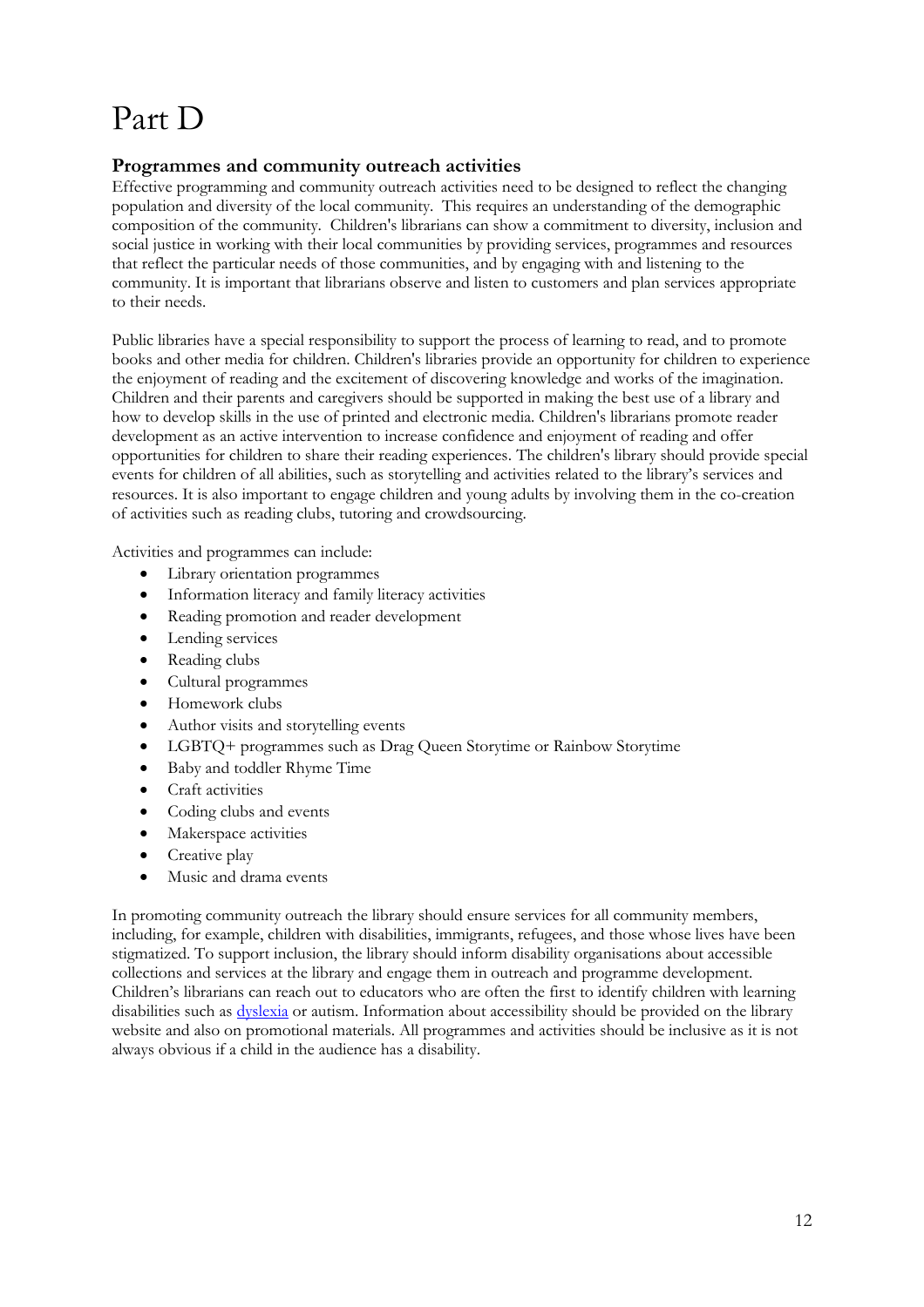# Part D

### Programmes and community outreach activities

Effective programming and community outreach activities need to be designed to reflect the changing population and diversity of the local community. This requires an understanding of the demographic composition of the community. Children's librarians can show a commitment to diversity, inclusion and social justice in working with their local communities by providing services, programmes and resources that reflect the particular needs of those communities, and by engaging with and listening to the community. It is important that librarians observe and listen to customers and plan services appropriate to their needs.

Public libraries have a special responsibility to support the process of learning to read, and to promote books and other media for children. Children's libraries provide an opportunity for children to experience the enjoyment of reading and the excitement of discovering knowledge and works of the imagination. Children and their parents and caregivers should be supported in making the best use of a library and how to develop skills in the use of printed and electronic media. Children's librarians promote reader development as an active intervention to increase confidence and enjoyment of reading and offer opportunities for children to share their reading experiences. The children's library should provide special events for children of all abilities, such as storytelling and activities related to the library's services and resources. It is also important to engage children and young adults by involving them in the co-creation of activities such as reading clubs, tutoring and crowdsourcing.

Activities and programmes can include:

- Library orientation programmes
- Information literacy and family literacy activities
- Reading promotion and reader development
- Lending services
- Reading clubs
- Cultural programmes
- Homework clubs
- Author visits and storytelling events
- LGBTQ+ programmes such as Drag Queen Storytime or Rainbow Storytime
- Baby and toddler Rhyme Time
- Craft activities
- Coding clubs and events
- Makerspace activities
- Creative play
- Music and drama events

In promoting community outreach the library should ensure services for all community members, including, for example, children with disabilities, immigrants, refugees, and those whose lives have been stigmatized. To support inclusion, the library should inform disability organisations about accessible collections and services at the library and engage them in outreach and programme development. Children's librarians can reach out to educators who are often the first to identify children with learning disabilities such as dyslexia or autism. Information about accessibility should be provided on the library website and also on promotional materials. All programmes and activities should be inclusive as it is not always obvious if a child in the audience has a disability.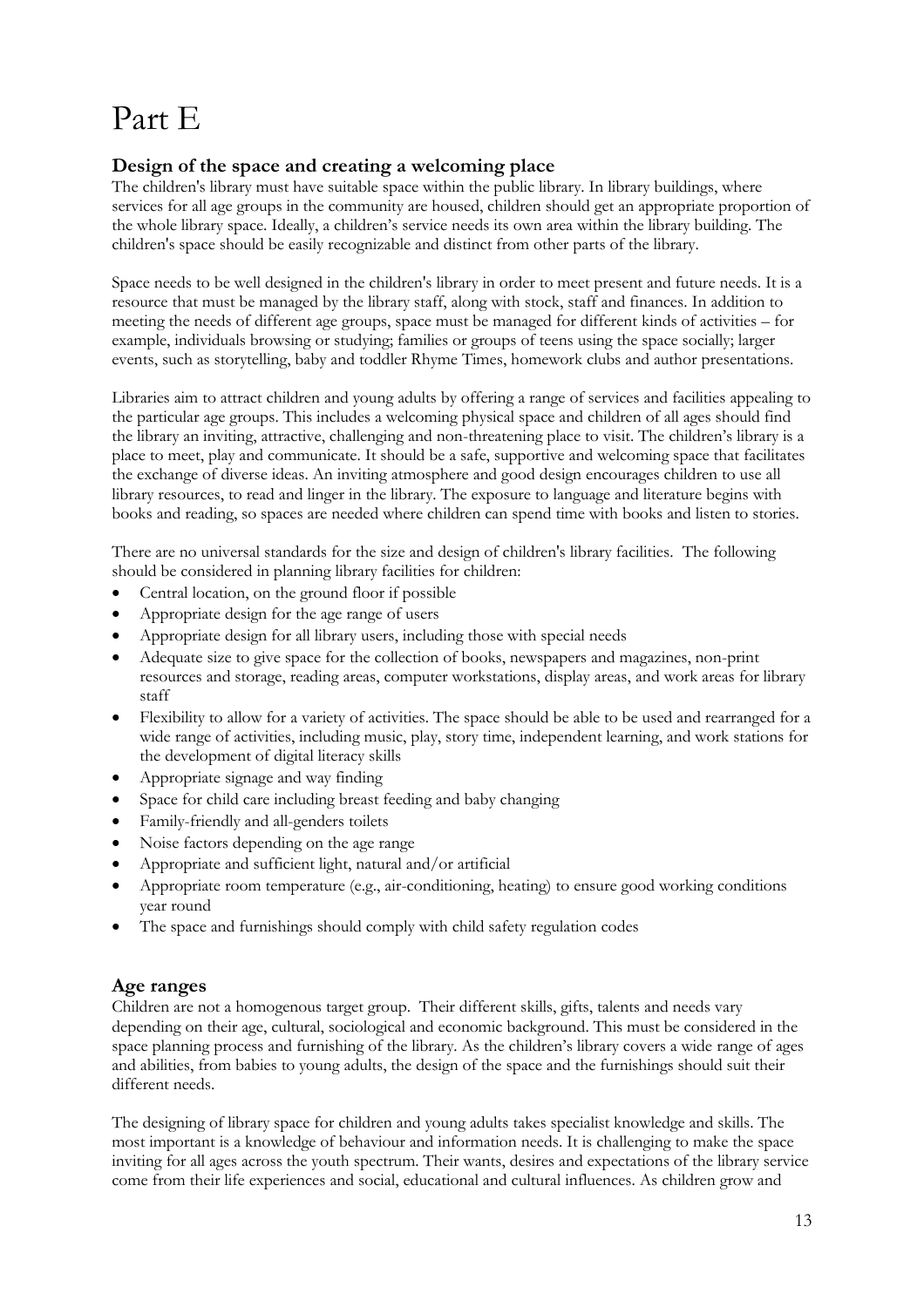# Part E

## Design of the space and creating a welcoming place

The children's library must have suitable space within the public library. In library buildings, where services for all age groups in the community are housed, children should get an appropriate proportion of the whole library space. Ideally, a children's service needs its own area within the library building. The children's space should be easily recognizable and distinct from other parts of the library.

Space needs to be well designed in the children's library in order to meet present and future needs. It is a resource that must be managed by the library staff, along with stock, staff and finances. In addition to meeting the needs of different age groups, space must be managed for different kinds of activities – for example, individuals browsing or studying; families or groups of teens using the space socially; larger events, such as storytelling, baby and toddler Rhyme Times, homework clubs and author presentations.

Libraries aim to attract children and young adults by offering a range of services and facilities appealing to the particular age groups. This includes a welcoming physical space and children of all ages should find the library an inviting, attractive, challenging and non-threatening place to visit. The children's library is a place to meet, play and communicate. It should be a safe, supportive and welcoming space that facilitates the exchange of diverse ideas. An inviting atmosphere and good design encourages children to use all library resources, to read and linger in the library. The exposure to language and literature begins with books and reading, so spaces are needed where children can spend time with books and listen to stories.

There are no universal standards for the size and design of children's library facilities. The following should be considered in planning library facilities for children:

- Central location, on the ground floor if possible
- Appropriate design for the age range of users
- Appropriate design for all library users, including those with special needs
- Adequate size to give space for the collection of books, newspapers and magazines, non-print resources and storage, reading areas, computer workstations, display areas, and work areas for library staff
- Flexibility to allow for a variety of activities. The space should be able to be used and rearranged for a wide range of activities, including music, play, story time, independent learning, and work stations for the development of digital literacy skills
- Appropriate signage and way finding
- Space for child care including breast feeding and baby changing
- Family-friendly and all-genders toilets
- Noise factors depending on the age range
- Appropriate and sufficient light, natural and/or artificial
- Appropriate room temperature (e.g., air-conditioning, heating) to ensure good working conditions year round
- The space and furnishings should comply with child safety regulation codes

## Age ranges

Children are not a homogenous target group. Their different skills, gifts, talents and needs vary depending on their age, cultural, sociological and economic background. This must be considered in the space planning process and furnishing of the library. As the children's library covers a wide range of ages and abilities, from babies to young adults, the design of the space and the furnishings should suit their different needs.

The designing of library space for children and young adults takes specialist knowledge and skills. The most important is a knowledge of behaviour and information needs. It is challenging to make the space inviting for all ages across the youth spectrum. Their wants, desires and expectations of the library service come from their life experiences and social, educational and cultural influences. As children grow and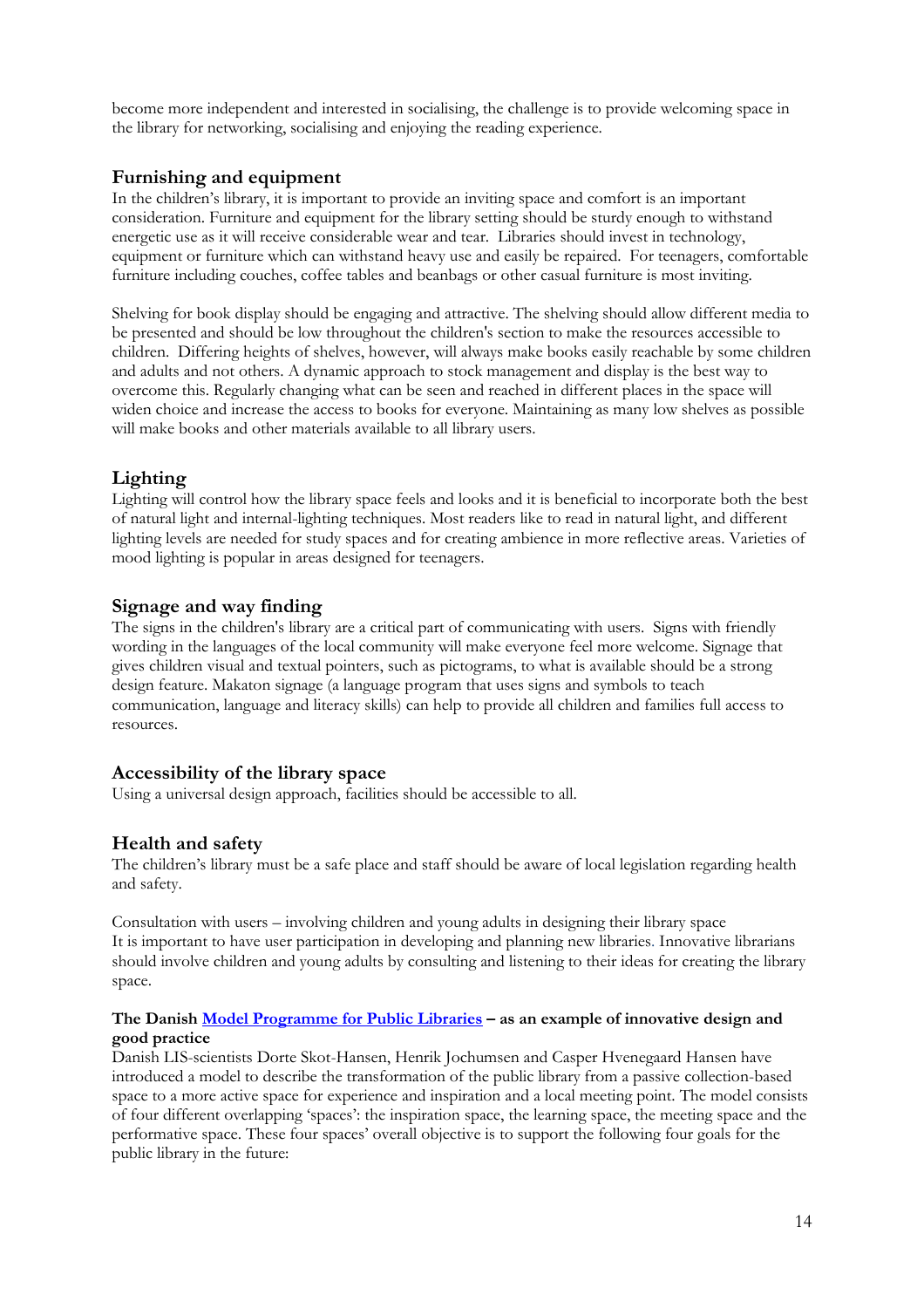become more independent and interested in socialising, the challenge is to provide welcoming space in the library for networking, socialising and enjoying the reading experience.

## Furnishing and equipment

In the children's library, it is important to provide an inviting space and comfort is an important consideration. Furniture and equipment for the library setting should be sturdy enough to withstand energetic use as it will receive considerable wear and tear. Libraries should invest in technology, equipment or furniture which can withstand heavy use and easily be repaired. For teenagers, comfortable furniture including couches, coffee tables and beanbags or other casual furniture is most inviting.

Shelving for book display should be engaging and attractive. The shelving should allow different media to be presented and should be low throughout the children's section to make the resources accessible to children. Differing heights of shelves, however, will always make books easily reachable by some children and adults and not others. A dynamic approach to stock management and display is the best way to overcome this. Regularly changing what can be seen and reached in different places in the space will widen choice and increase the access to books for everyone. Maintaining as many low shelves as possible will make books and other materials available to all library users.

## Lighting

Lighting will control how the library space feels and looks and it is beneficial to incorporate both the best of natural light and internal-lighting techniques. Most readers like to read in natural light, and different lighting levels are needed for study spaces and for creating ambience in more reflective areas. Varieties of mood lighting is popular in areas designed for teenagers.

## Signage and way finding

The signs in the children's library are a critical part of communicating with users. Signs with friendly wording in the languages of the local community will make everyone feel more welcome. Signage that gives children visual and textual pointers, such as pictograms, to what is available should be a strong design feature. Makaton signage (a language program that uses signs and symbols to teach communication, language and literacy skills) can help to provide all children and families full access to resources.

## Accessibility of the library space

Using a universal design approach, facilities should be accessible to all.

## Health and safety

The children's library must be a safe place and staff should be aware of local legislation regarding health and safety.

Consultation with users – involving children and young adults in designing their library space
It is important to have user participation in developing and planning new libraries. Innovative librarians should involve children and young adults by consulting and listening to their ideas for creating the library space.

**The Danish Model Programme for Public Libraries – as an example of innovative design and good practice**

Danish LIS-scientists Dorte Skot-Hansen, Henrik Jochumsen and Casper Hvenegaard Hansen have introduced a model to describe the transformation of the public library from a passive collection-based space to a more active space for experience and inspiration and a local meeting point. The model consists of four different overlapping 'spaces': the inspiration space, the learning space, the meeting space and the performative space. These four spaces' overall objective is to support the following four goals for the public library in the future: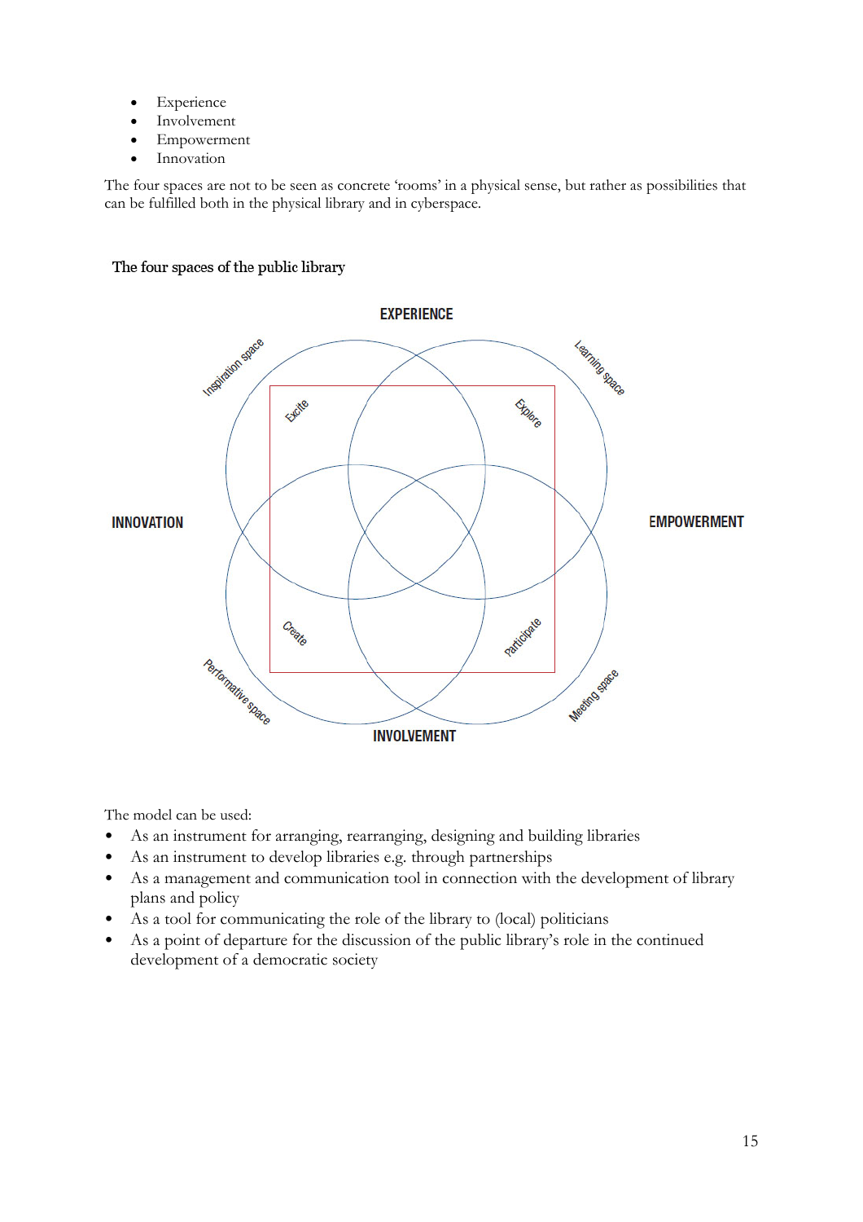- Experience
- Involvement
- Empowerment
- Innovation

The four spaces are not to be seen as concrete 'rooms' in a physical sense, but rather as possibilities that can be fulfilled both in the physical library and in cyberspace.

The four spaces of the public library

EXPERIENCE

Inspiration space

Learning space

Excite

Explore

INNOVATION

EMPOWERMENT

Create

Participate

Performative space

Meeting space

INVOLVEMENT

The model can be used:

- As an instrument for arranging, rearranging, designing and building libraries
- As an instrument to develop libraries e.g. through partnerships
- As a management and communication tool in connection with the development of library plans and policy
- As a tool for communicating the role of the library to (local) politicians
- As a point of departure for the discussion of the public library's role in the continued development of a democratic society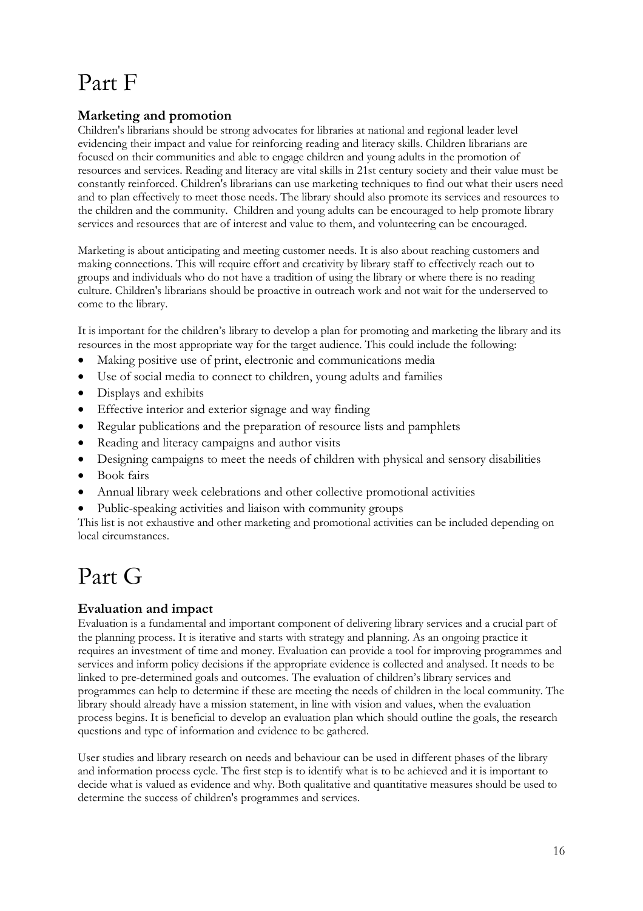# Part F

## Marketing and promotion

Children's librarians should be strong advocates for libraries at national and regional leader level evidencing their impact and value for reinforcing reading and literacy skills. Children librarians are focused on their communities and able to engage children and young adults in the promotion of resources and services. Reading and literacy are vital skills in 21st century society and their value must be constantly reinforced. Children's librarians can use marketing techniques to find out what their users need and to plan effectively to meet those needs. The library should also promote its services and resources to the children and the community. Children and young adults can be encouraged to help promote library services and resources that are of interest and value to them, and volunteering can be encouraged.

Marketing is about anticipating and meeting customer needs. It is also about reaching customers and making connections. This will require effort and creativity by library staff to effectively reach out to groups and individuals who do not have a tradition of using the library or where there is no reading culture. Children's librarians should be proactive in outreach work and not wait for the underserved to come to the library.

It is important for the children's library to develop a plan for promoting and marketing the library and its resources in the most appropriate way for the target audience. This could include the following:

- Making positive use of print, electronic and communications media
- Use of social media to connect to children, young adults and families
- Displays and exhibits
- Effective interior and exterior signage and way finding
- Regular publications and the preparation of resource lists and pamphlets
- Reading and literacy campaigns and author visits
- Designing campaigns to meet the needs of children with physical and sensory disabilities
- Book fairs
- Annual library week celebrations and other collective promotional activities
- Public-speaking activities and liaison with community groups

This list is not exhaustive and other marketing and promotional activities can be included depending on local circumstances.

# Part G

## Evaluation and impact

Evaluation is a fundamental and important component of delivering library services and a crucial part of the planning process. It is iterative and starts with strategy and planning. As an ongoing practice it requires an investment of time and money. Evaluation can provide a tool for improving programmes and services and inform policy decisions if the appropriate evidence is collected and analysed. It needs to be linked to pre-determined goals and outcomes. The evaluation of children's library services and programmes can help to determine if these are meeting the needs of children in the local community. The library should already have a mission statement, in line with vision and values, when the evaluation process begins. It is beneficial to develop an evaluation plan which should outline the goals, the research questions and type of information and evidence to be gathered.

User studies and library research on needs and behaviour can be used in different phases of the library and information process cycle. The first step is to identify what is to be achieved and it is important to decide what is valued as evidence and why. Both qualitative and quantitative measures should be used to determine the success of children's programmes and services.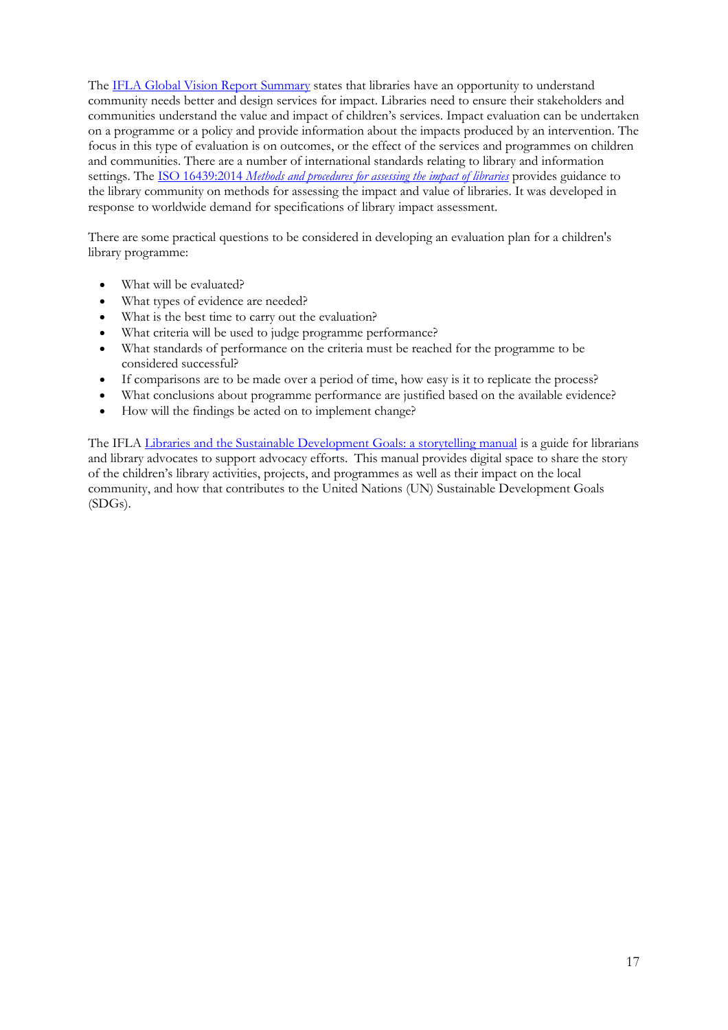The IFLA Global Vision Report Summary states that libraries have an opportunity to understand community needs better and design services for impact. Libraries need to ensure their stakeholders and communities understand the value and impact of children's services. Impact evaluation can be undertaken on a programme or a policy and provide information about the impacts produced by an intervention. The focus in this type of evaluation is on outcomes, or the effect of the services and programmes on children and communities. There are a number of international standards relating to library and information settings. The ISO 16439:2014 *Methods and procedures for assessing the impact of libraries* provides guidance to the library community on methods for assessing the impact and value of libraries. It was developed in response to worldwide demand for specifications of library impact assessment.

There are some practical questions to be considered in developing an evaluation plan for a children's library programme:

- What will be evaluated?
- What types of evidence are needed?
- What is the best time to carry out the evaluation?
- What criteria will be used to judge programme performance?
- What standards of performance on the criteria must be reached for the programme to be considered successful?
- If comparisons are to be made over a period of time, how easy is it to replicate the process?
- What conclusions about programme performance are justified based on the available evidence?
- How will the findings be acted on to implement change?

The IFLA Libraries and the Sustainable Development Goals: a storytelling manual is a guide for librarians and library advocates to support advocacy efforts. This manual provides digital space to share the story of the children's library activities, projects, and programmes as well as their impact on the local community, and how that contributes to the United Nations (UN) Sustainable Development Goals (SDGs).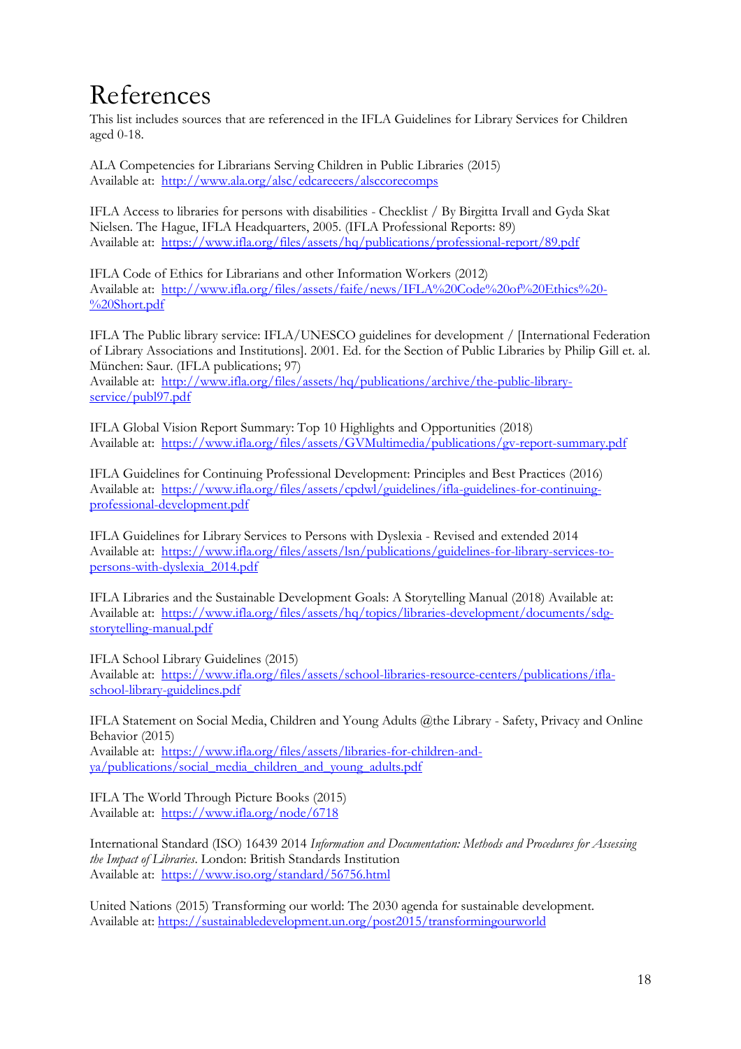# References

This list includes sources that are referenced in the IFLA Guidelines for Library Services for Children aged 0-18.

ALA Competencies for Librarians Serving Children in Public Libraries (2015)
Available at: http://www.ala.org/alsc/edcareeers/alsccorecomps

IFLA Access to libraries for persons with disabilities - Checklist / By Birgitta Irvall and Gyda Skat Nielsen. The Hague, IFLA Headquarters, 2005. (IFLA Professional Reports: 89)
Available at: https://www.ifla.org/files/assets/hq/publications/professional-report/89.pdf

IFLA Code of Ethics for Librarians and other Information Workers (2012)
Available at: http://www.ifla.org/files/assets/faife/news/IFLA%20Code%20of%20Ethics%20-%20Short.pdf

IFLA The Public library service: IFLA/UNESCO guidelines for development / [International Federation of Library Associations and Institutions]. 2001. Ed. for the Section of Public Libraries by Philip Gill et. al. München: Saur. (IFLA publications; 97)
Available at: http://www.ifla.org/files/assets/hq/publications/archive/the-public-library-service/publ97.pdf

IFLA Global Vision Report Summary: Top 10 Highlights and Opportunities (2018)
Available at: https://www.ifla.org/files/assets/GVMultimedia/publications/gv-report-summary.pdf

IFLA Guidelines for Continuing Professional Development: Principles and Best Practices (2016)
Available at: https://www.ifla.org/files/assets/cpdwl/guidelines/ifla-guidelines-for-continuing-professional-development.pdf

IFLA Guidelines for Library Services to Persons with Dyslexia - Revised and extended 2014
Available at: https://www.ifla.org/files/assets/lsn/publications/guidelines-for-library-services-to-persons-with-dyslexia_2014.pdf

IFLA Libraries and the Sustainable Development Goals: A Storytelling Manual (2018) Available at:
Available at: https://www.ifla.org/files/assets/hq/topics/libraries-development/documents/sdg-storytelling-manual.pdf

IFLA School Library Guidelines (2015)
Available at: https://www.ifla.org/files/assets/school-libraries-resource-centers/publications/ifla-school-library-guidelines.pdf

IFLA Statement on Social Media, Children and Young Adults @the Library - Safety, Privacy and Online Behavior (2015)
Available at: https://www.ifla.org/files/assets/libraries-for-children-and-ya/publications/social_media_children_and_young_adults.pdf

IFLA The World Through Picture Books (2015)
Available at: https://www.ifla.org/node/6718

International Standard (ISO) 16439 2014 *Information and Documentation: Methods and Procedures for Assessing the Impact of Libraries*. London: British Standards Institution
Available at: https://www.iso.org/standard/56756.html

United Nations (2015) Transforming our world: The 2030 agenda for sustainable development.
Available at: https://sustainabledevelopment.un.org/post2015/transformingourworld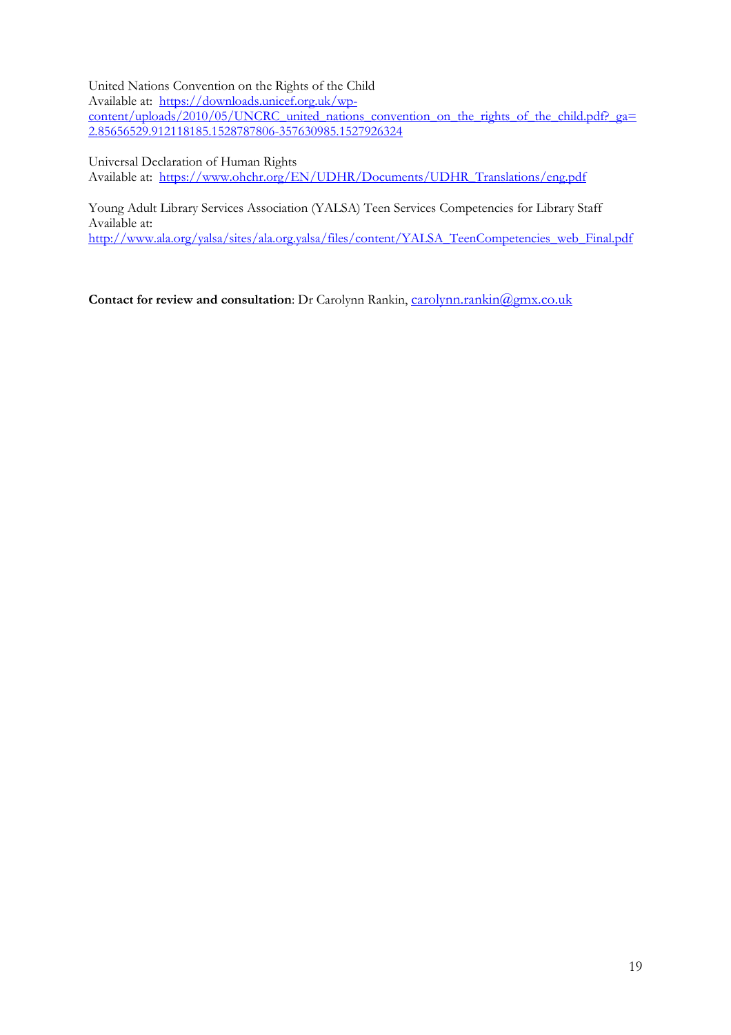United Nations Convention on the Rights of the Child
Available at: https://downloads.unicef.org.uk/wp-content/uploads/2010/05/UNCRC_united_nations_convention_on_the_rights_of_the_child.pdf?_ga=2.85656529.912118185.1528787806-357630985.1527926324

Universal Declaration of Human Rights
Available at: https://www.ohchr.org/EN/UDHR/Documents/UDHR_Translations/eng.pdf

Young Adult Library Services Association (YALSA) Teen Services Competencies for Library Staff
Available at:
http://www.ala.org/yalsa/sites/ala.org.yalsa/files/content/YALSA_TeenCompetencies_web_Final.pdf

**Contact for review and consultation**: Dr Carolynn Rankin, carolynn.rankin@gmx.co.uk